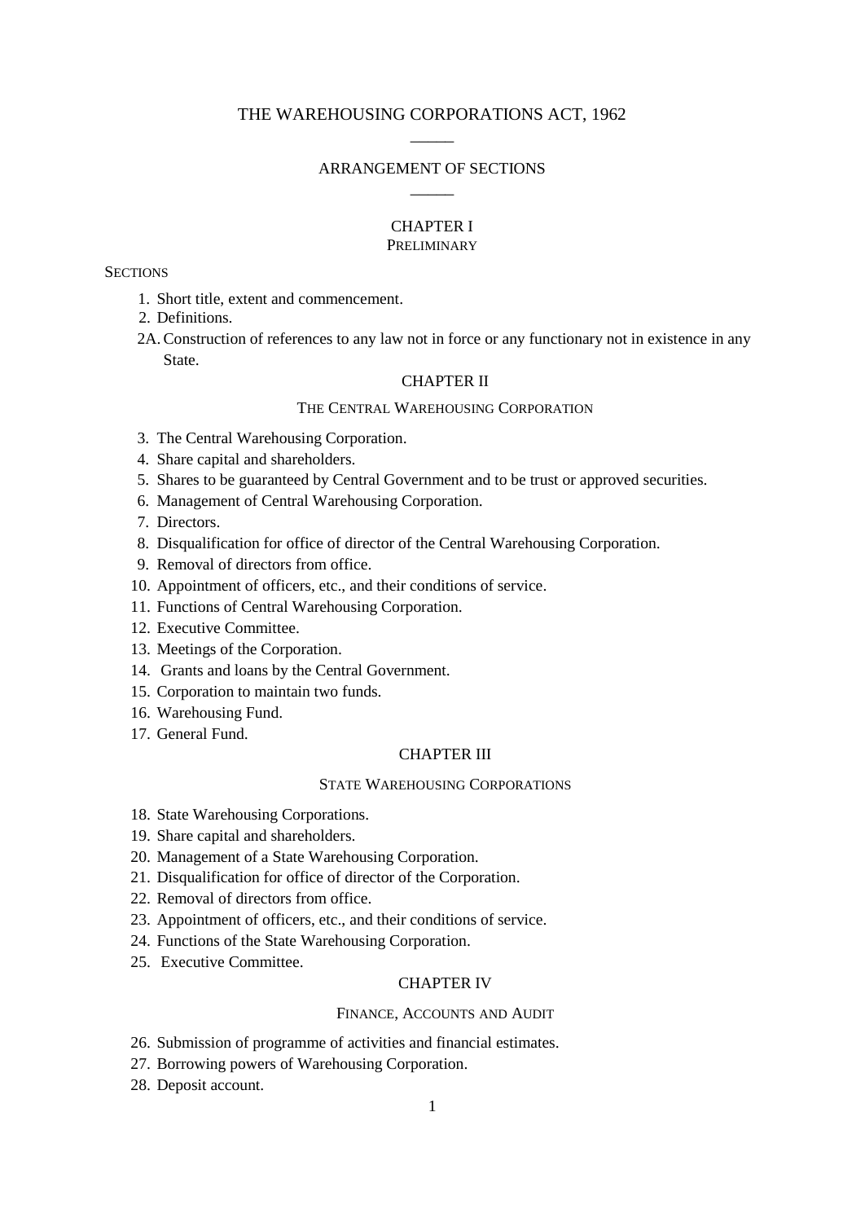# THE WAREHOUSING CORPORATIONS ACT, 1962

______

## ARRANGEMENT OF SECTIONS

______

### CHAPTER I

### PRELIMINARY

SECTIONS

1. Short title, extent and commencement.
2. Definitions.

2A. Construction of references to any law not in force or any functionary not in existence in any State.

### CHAPTER II

### THE CENTRAL WAREHOUSING CORPORATION

3. The Central Warehousing Corporation.
4. Share capital and shareholders.
5. Shares to be guaranteed by Central Government and to be trust or approved securities.
6. Management of Central Warehousing Corporation.
7. Directors.
8. Disqualification for office of director of the Central Warehousing Corporation.
9. Removal of directors from office.
10. Appointment of officers, etc., and their conditions of service.
11. Functions of Central Warehousing Corporation.
12. Executive Committee.
13. Meetings of the Corporation.
14. Grants and loans by the Central Government.
15. Corporation to maintain two funds.
16. Warehousing Fund.
17. General Fund.

### CHAPTER III

### STATE WAREHOUSING CORPORATIONS

18. State Warehousing Corporations.
19. Share capital and shareholders.
20. Management of a State Warehousing Corporation.
21. Disqualification for office of director of the Corporation.
22. Removal of directors from office.
23. Appointment of officers, etc., and their conditions of service.
24. Functions of the State Warehousing Corporation.
25. Executive Committee.

### CHAPTER IV

### FINANCE, ACCOUNTS AND AUDIT

26. Submission of programme of activities and financial estimates.
27. Borrowing powers of Warehousing Corporation.
28. Deposit account.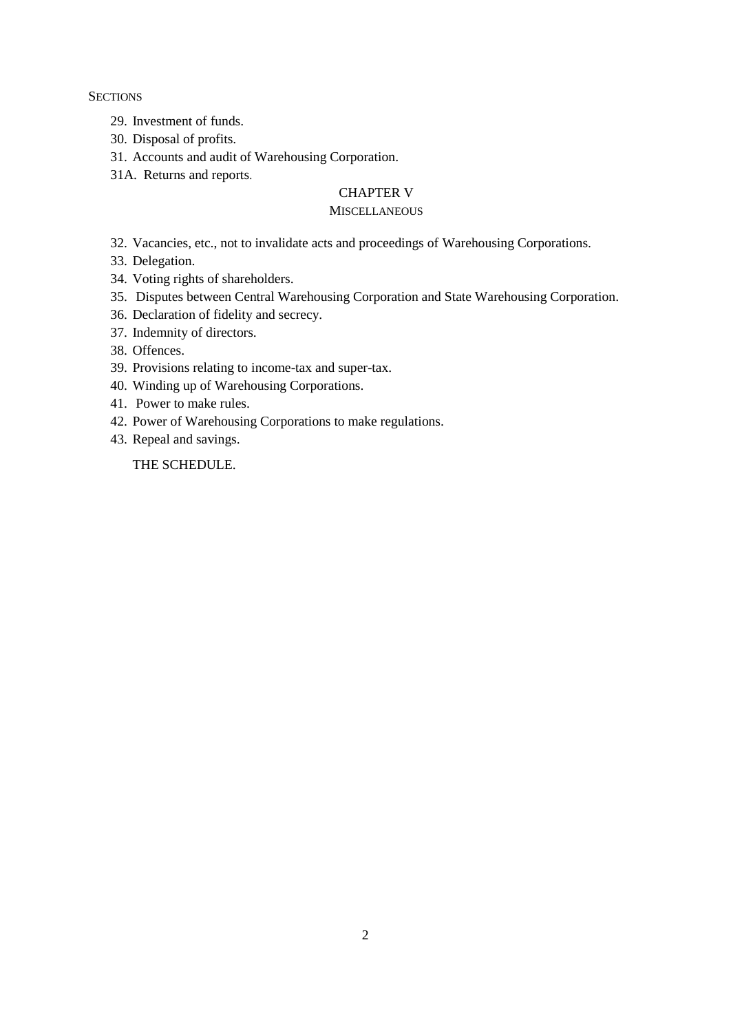SECTIONS

29. Investment of funds.
30. Disposal of profits.
31. Accounts and audit of Warehousing Corporation.

31A. Returns and reports.

## CHAPTER V

### MISCELLANEOUS

32. Vacancies, etc., not to invalidate acts and proceedings of Warehousing Corporations.
33. Delegation.
34. Voting rights of shareholders.
35. Disputes between Central Warehousing Corporation and State Warehousing Corporation.
36. Declaration of fidelity and secrecy.
37. Indemnity of directors.
38. Offences.
39. Provisions relating to income-tax and super-tax.
40. Winding up of Warehousing Corporations.
41. Power to make rules.
42. Power of Warehousing Corporations to make regulations.
43. Repeal and savings.

THE SCHEDULE.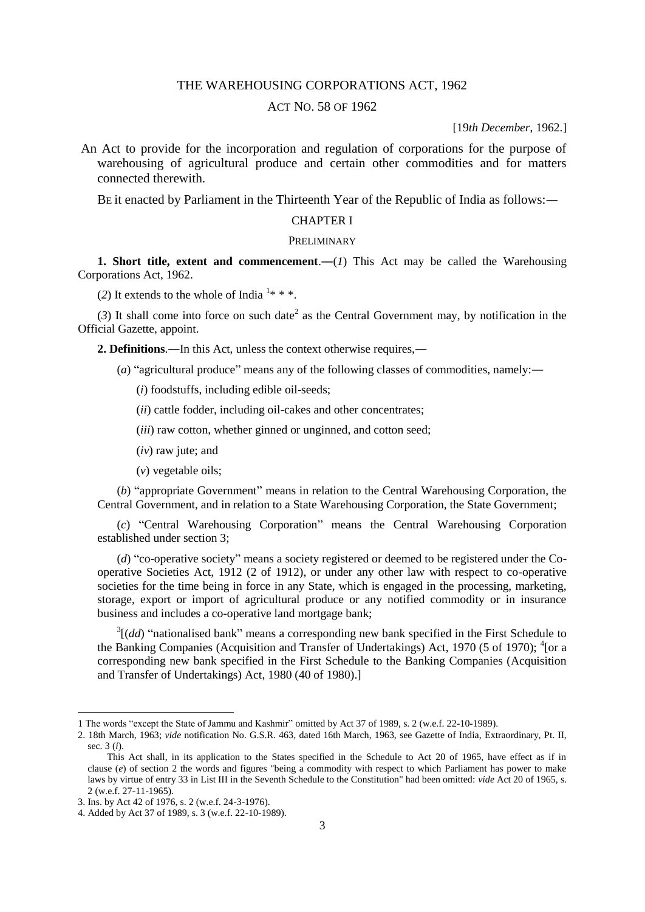# THE WAREHOUSING CORPORATIONS ACT, 1962

## ACT NO. 58 OF 1962

[19*th December*, 1962.]

An Act to provide for the incorporation and regulation of corporations for the purpose of warehousing of agricultural produce and certain other commodities and for matters connected therewith.

BE it enacted by Parliament in the Thirteenth Year of the Republic of India as follows:―

## CHAPTER I

### PRELIMINARY

**1. Short title, extent and commencement**.―(*1*) This Act may be called the Warehousing Corporations Act, 1962.

(*2*) It extends to the whole of India [1]* * *.

(*3*) It shall come into force on such date[2] as the Central Government may, by notification in the Official Gazette, appoint.

**2. Definitions**.―In this Act, unless the context otherwise requires,―

(*a*) "agricultural produce" means any of the following classes of commodities, namely:―

(*i*) foodstuffs, including edible oil-seeds;

(*ii*) cattle fodder, including oil-cakes and other concentrates;

(*iii*) raw cotton, whether ginned or unginned, and cotton seed;

(*iv*) raw jute; and

(*v*) vegetable oils;

(*b*) "appropriate Government" means in relation to the Central Warehousing Corporation, the Central Government, and in relation to a State Warehousing Corporation, the State Government;

(*c*) "Central Warehousing Corporation" means the Central Warehousing Corporation established under section 3;

(*d*) "co-operative society" means a society registered or deemed to be registered under the Co-operative Societies Act, 1912 (2 of 1912), or under any other law with respect to co-operative societies for the time being in force in any State, which is engaged in the processing, marketing, storage, export or import of agricultural produce or any notified commodity or in insurance business and includes a co-operative land mortgage bank;

[3][(*dd*) "nationalised bank" means a corresponding new bank specified in the First Schedule to the Banking Companies (Acquisition and Transfer of Undertakings) Act, 1970 (5 of 1970); [4][or a corresponding new bank specified in the First Schedule to the Banking Companies (Acquisition and Transfer of Undertakings) Act, 1980 (40 of 1980).]

---

1 The words "except the State of Jammu and Kashmir" omitted by Act 37 of 1989, s. 2 (w.e.f. 22-10-1989).

2. 18th March, 1963; *vide* notification No. G.S.R. 463, dated 16th March, 1963, see Gazette of India, Extraordinary, Pt. II, sec. 3 (*i*).

This Act shall, in its application to the States specified in the Schedule to Act 20 of 1965, have effect as if in clause (*e*) of section 2 the words and figures "being a commodity with respect to which Parliament has power to make laws by virtue of entry 33 in List III in the Seventh Schedule to the Constitution" had been omitted: *vide* Act 20 of 1965, s. 2 (w.e.f. 27-11-1965).

3. Ins. by Act 42 of 1976, s. 2 (w.e.f. 24-3-1976).

4. Added by Act 37 of 1989, s. 3 (w.e.f. 22-10-1989).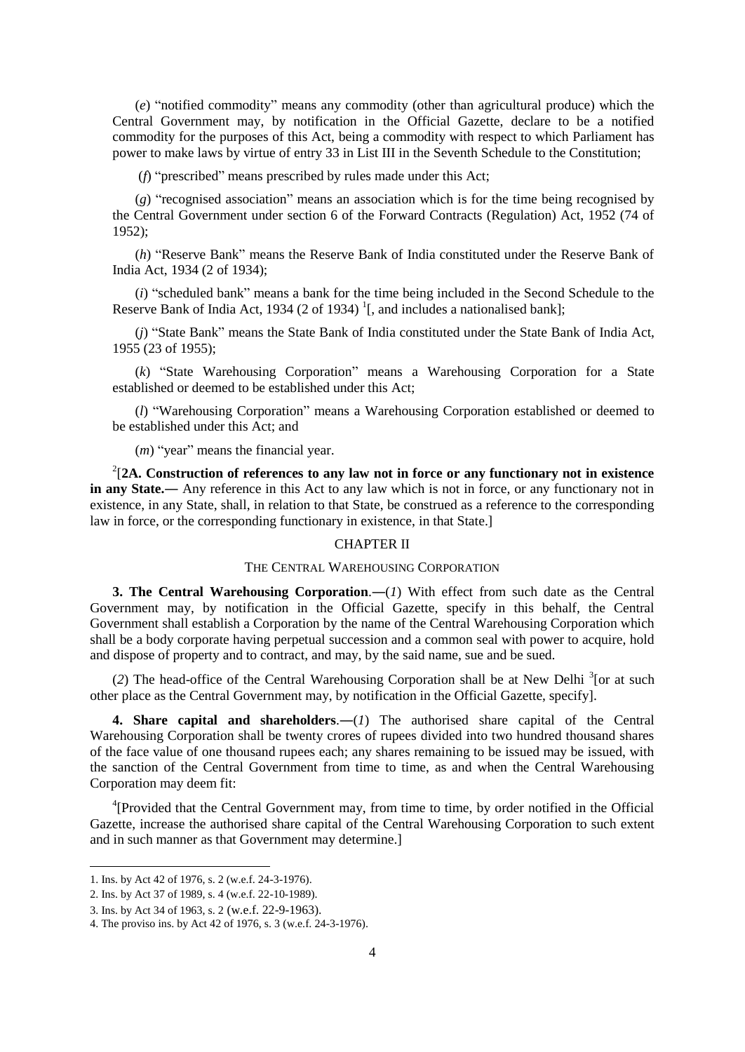(*e*) "notified commodity" means any commodity (other than agricultural produce) which the Central Government may, by notification in the Official Gazette, declare to be a notified commodity for the purposes of this Act, being a commodity with respect to which Parliament has power to make laws by virtue of entry 33 in List III in the Seventh Schedule to the Constitution;

(*f*) "prescribed" means prescribed by rules made under this Act;

(*g*) "recognised association" means an association which is for the time being recognised by the Central Government under section 6 of the Forward Contracts (Regulation) Act, 1952 (74 of 1952);

(*h*) "Reserve Bank" means the Reserve Bank of India constituted under the Reserve Bank of India Act, 1934 (2 of 1934);

(*i*) "scheduled bank" means a bank for the time being included in the Second Schedule to the Reserve Bank of India Act, 1934 (2 of 1934) [1][, and includes a nationalised bank];

(*j*) "State Bank" means the State Bank of India constituted under the State Bank of India Act, 1955 (23 of 1955);

(*k*) "State Warehousing Corporation" means a Warehousing Corporation for a State established or deemed to be established under this Act;

(*l*) "Warehousing Corporation" means a Warehousing Corporation established or deemed to be established under this Act; and

(*m*) "year" means the financial year.

[2][**2A. Construction of references to any law not in force or any functionary not in existence in any State.—** Any reference in this Act to any law which is not in force, or any functionary not in existence, in any State, shall, in relation to that State, be construed as a reference to the corresponding law in force, or the corresponding functionary in existence, in that State.]

## CHAPTER II

### THE CENTRAL WAREHOUSING CORPORATION

**3. The Central Warehousing Corporation.—**(*1*) With effect from such date as the Central Government may, by notification in the Official Gazette, specify in this behalf, the Central Government shall establish a Corporation by the name of the Central Warehousing Corporation which shall be a body corporate having perpetual succession and a common seal with power to acquire, hold and dispose of property and to contract, and may, by the said name, sue and be sued.

(*2*) The head-office of the Central Warehousing Corporation shall be at New Delhi [3][or at such other place as the Central Government may, by notification in the Official Gazette, specify].

**4. Share capital and shareholders.—**(*1*) The authorised share capital of the Central Warehousing Corporation shall be twenty crores of rupees divided into two hundred thousand shares of the face value of one thousand rupees each; any shares remaining to be issued may be issued, with the sanction of the Central Government from time to time, as and when the Central Warehousing Corporation may deem fit:

[4][Provided that the Central Government may, from time to time, by order notified in the Official Gazette, increase the authorised share capital of the Central Warehousing Corporation to such extent and in such manner as that Government may determine.]

---

1. Ins. by Act 42 of 1976, s. 2 (w.e.f. 24-3-1976).
2. Ins. by Act 37 of 1989, s. 4 (w.e.f. 22-10-1989).
3. Ins. by Act 34 of 1963, s. 2 (w.e.f. 22-9-1963).
4. The proviso ins. by Act 42 of 1976, s. 3 (w.e.f. 24-3-1976).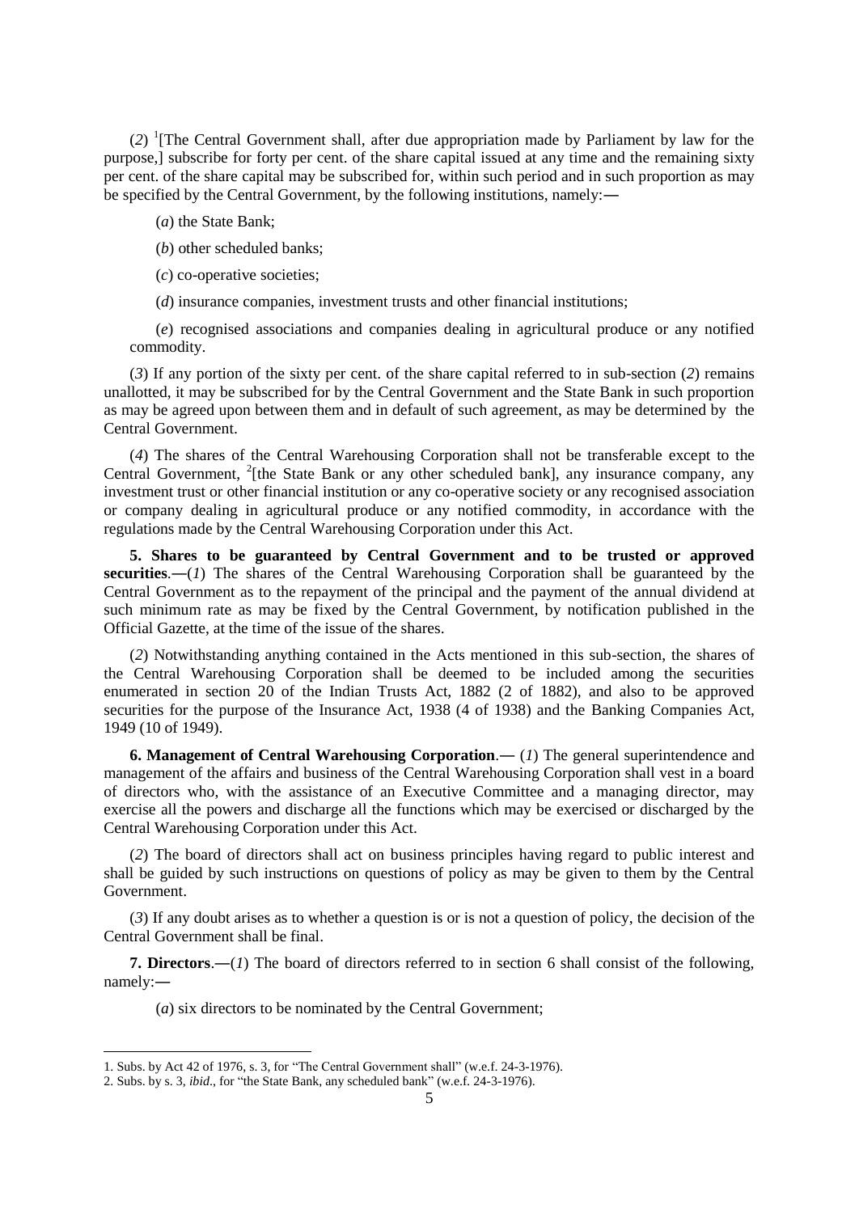(*2*) [1][The Central Government shall, after due appropriation made by Parliament by law for the purpose,] subscribe for forty per cent. of the share capital issued at any time and the remaining sixty per cent. of the share capital may be subscribed for, within such period and in such proportion as may be specified by the Central Government, by the following institutions, namely:―

(*a*) the State Bank;

(*b*) other scheduled banks;

(*c*) co-operative societies;

(*d*) insurance companies, investment trusts and other financial institutions;

(*e*) recognised associations and companies dealing in agricultural produce or any notified commodity.

(*3*) If any portion of the sixty per cent. of the share capital referred to in sub-section (*2*) remains unallotted, it may be subscribed for by the Central Government and the State Bank in such proportion as may be agreed upon between them and in default of such agreement, as may be determined by the Central Government.

(*4*) The shares of the Central Warehousing Corporation shall not be transferable except to the Central Government, [2][the State Bank or any other scheduled bank], any insurance company, any investment trust or other financial institution or any co-operative society or any recognised association or company dealing in agricultural produce or any notified commodity, in accordance with the regulations made by the Central Warehousing Corporation under this Act.

**5. Shares to be guaranteed by Central Government and to be trusted or approved securities**.―(*1*) The shares of the Central Warehousing Corporation shall be guaranteed by the Central Government as to the repayment of the principal and the payment of the annual dividend at such minimum rate as may be fixed by the Central Government, by notification published in the Official Gazette, at the time of the issue of the shares.

(*2*) Notwithstanding anything contained in the Acts mentioned in this sub-section, the shares of the Central Warehousing Corporation shall be deemed to be included among the securities enumerated in section 20 of the Indian Trusts Act, 1882 (2 of 1882), and also to be approved securities for the purpose of the Insurance Act, 1938 (4 of 1938) and the Banking Companies Act, 1949 (10 of 1949).

**6. Management of Central Warehousing Corporation**.― (*1*) The general superintendence and management of the affairs and business of the Central Warehousing Corporation shall vest in a board of directors who, with the assistance of an Executive Committee and a managing director, may exercise all the powers and discharge all the functions which may be exercised or discharged by the Central Warehousing Corporation under this Act.

(*2*) The board of directors shall act on business principles having regard to public interest and shall be guided by such instructions on questions of policy as may be given to them by the Central Government.

(*3*) If any doubt arises as to whether a question is or is not a question of policy, the decision of the Central Government shall be final.

**7. Directors**.―(*1*) The board of directors referred to in section 6 shall consist of the following, namely:―

(*a*) six directors to be nominated by the Central Government;

---

1. Subs. by Act 42 of 1976, s. 3, for "The Central Government shall" (w.e.f. 24-3-1976).
2. Subs. by s. 3, *ibid*., for "the State Bank, any scheduled bank" (w.e.f. 24-3-1976).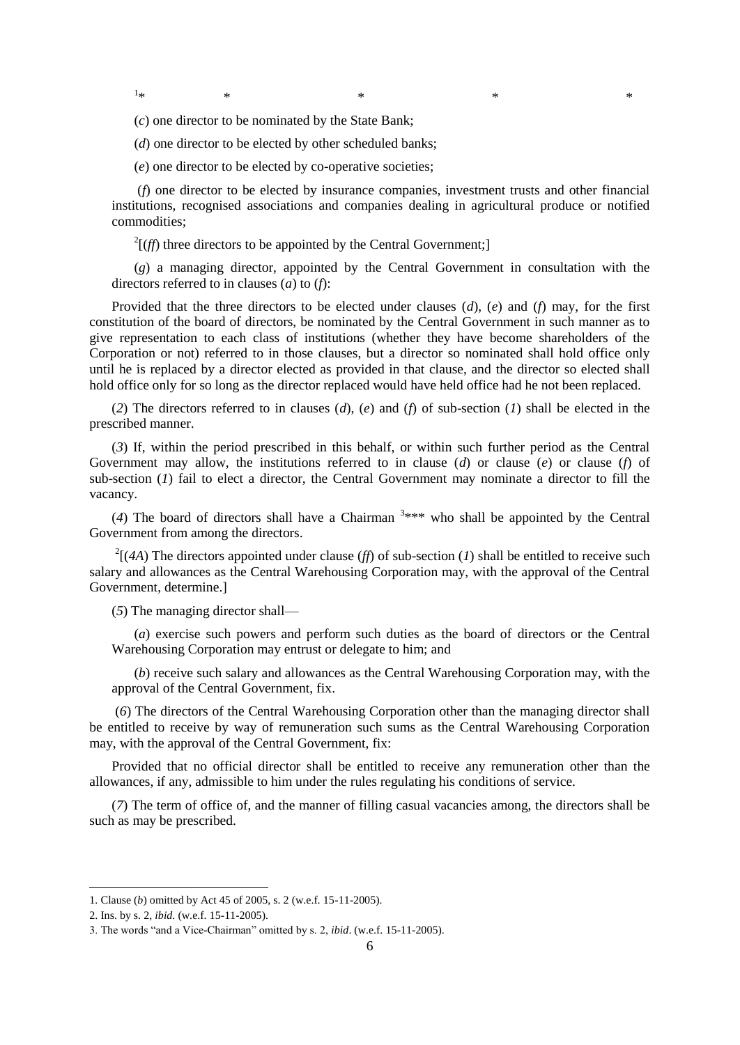[1]* * * * *

(*c*) one director to be nominated by the State Bank;

(*d*) one director to be elected by other scheduled banks;

(*e*) one director to be elected by co-operative societies;

(*f*) one director to be elected by insurance companies, investment trusts and other financial institutions, recognised associations and companies dealing in agricultural produce or notified commodities;

[2][(*ff*) three directors to be appointed by the Central Government;]

(*g*) a managing director, appointed by the Central Government in consultation with the directors referred to in clauses (*a*) to (*f*):

Provided that the three directors to be elected under clauses (*d*), (*e*) and (*f*) may, for the first constitution of the board of directors, be nominated by the Central Government in such manner as to give representation to each class of institutions (whether they have become shareholders of the Corporation or not) referred to in those clauses, but a director so nominated shall hold office only until he is replaced by a director elected as provided in that clause, and the director so elected shall hold office only for so long as the director replaced would have held office had he not been replaced.

(*2*) The directors referred to in clauses (*d*), (*e*) and (*f*) of sub-section (*1*) shall be elected in the prescribed manner.

(*3*) If, within the period prescribed in this behalf, or within such further period as the Central Government may allow, the institutions referred to in clause (*d*) or clause (*e*) or clause (*f*) of sub-section (*1*) fail to elect a director, the Central Government may nominate a director to fill the vacancy.

(*4*) The board of directors shall have a Chairman [3]*** who shall be appointed by the Central Government from among the directors.

[2][(*4A*) The directors appointed under clause (*ff*) of sub-section (*1*) shall be entitled to receive such salary and allowances as the Central Warehousing Corporation may, with the approval of the Central Government, determine.]

(*5*) The managing director shall—

(*a*) exercise such powers and perform such duties as the board of directors or the Central Warehousing Corporation may entrust or delegate to him; and

(*b*) receive such salary and allowances as the Central Warehousing Corporation may, with the approval of the Central Government, fix.

(*6*) The directors of the Central Warehousing Corporation other than the managing director shall be entitled to receive by way of remuneration such sums as the Central Warehousing Corporation may, with the approval of the Central Government, fix:

Provided that no official director shall be entitled to receive any remuneration other than the allowances, if any, admissible to him under the rules regulating his conditions of service.

(*7*) The term of office of, and the manner of filling casual vacancies among, the directors shall be such as may be prescribed.

---

1. Clause (*b*) omitted by Act 45 of 2005, s. 2 (w.e.f. 15-11-2005).

2. Ins. by s. 2, *ibid*. (w.e.f. 15-11-2005).

3. The words "and a Vice-Chairman" omitted by s. 2, *ibid*. (w.e.f. 15-11-2005).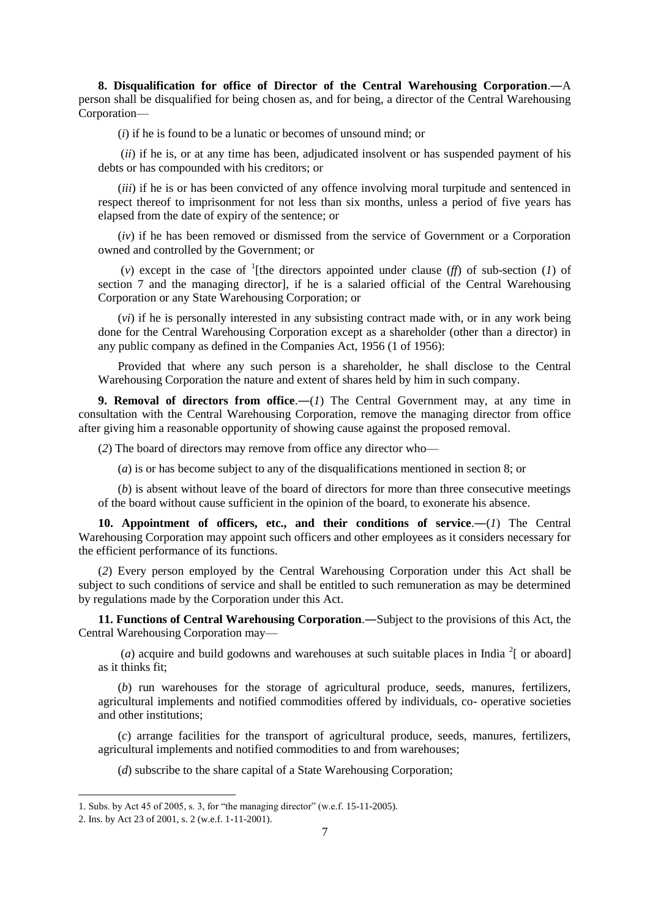**8. Disqualification for office of Director of the Central Warehousing Corporation**.―A person shall be disqualified for being chosen as, and for being, a director of the Central Warehousing Corporation—

(*i*) if he is found to be a lunatic or becomes of unsound mind; or

(*ii*) if he is, or at any time has been, adjudicated insolvent or has suspended payment of his debts or has compounded with his creditors; or

(*iii*) if he is or has been convicted of any offence involving moral turpitude and sentenced in respect thereof to imprisonment for not less than six months, unless a period of five years has elapsed from the date of expiry of the sentence; or

(*iv*) if he has been removed or dismissed from the service of Government or a Corporation owned and controlled by the Government; or

(*v*) except in the case of [1][the directors appointed under clause (*ff*) of sub-section (*1*) of section 7 and the managing director], if he is a salaried official of the Central Warehousing Corporation or any State Warehousing Corporation; or

(*vi*) if he is personally interested in any subsisting contract made with, or in any work being done for the Central Warehousing Corporation except as a shareholder (other than a director) in any public company as defined in the Companies Act, 1956 (1 of 1956):

Provided that where any such person is a shareholder, he shall disclose to the Central Warehousing Corporation the nature and extent of shares held by him in such company.

**9. Removal of directors from office**.―(*1*) The Central Government may, at any time in consultation with the Central Warehousing Corporation, remove the managing director from office after giving him a reasonable opportunity of showing cause against the proposed removal.

(*2*) The board of directors may remove from office any director who—

(*a*) is or has become subject to any of the disqualifications mentioned in section 8; or

(*b*) is absent without leave of the board of directors for more than three consecutive meetings of the board without cause sufficient in the opinion of the board, to exonerate his absence.

**10. Appointment of officers, etc., and their conditions of service**.―(*1*) The Central Warehousing Corporation may appoint such officers and other employees as it considers necessary for the efficient performance of its functions.

(*2*) Every person employed by the Central Warehousing Corporation under this Act shall be subject to such conditions of service and shall be entitled to such remuneration as may be determined by regulations made by the Corporation under this Act.

**11. Functions of Central Warehousing Corporation**.―Subject to the provisions of this Act, the Central Warehousing Corporation may—

(*a*) acquire and build godowns and warehouses at such suitable places in India [2][ or aboard] as it thinks fit;

(*b*) run warehouses for the storage of agricultural produce, seeds, manures, fertilizers, agricultural implements and notified commodities offered by individuals, co- operative societies and other institutions;

(*c*) arrange facilities for the transport of agricultural produce, seeds, manures, fertilizers, agricultural implements and notified commodities to and from warehouses;

(*d*) subscribe to the share capital of a State Warehousing Corporation;

1. Subs. by Act 45 of 2005, s. 3, for "the managing director" (w.e.f. 15-11-2005).

2. Ins. by Act 23 of 2001, s. 2 (w.e.f. 1-11-2001).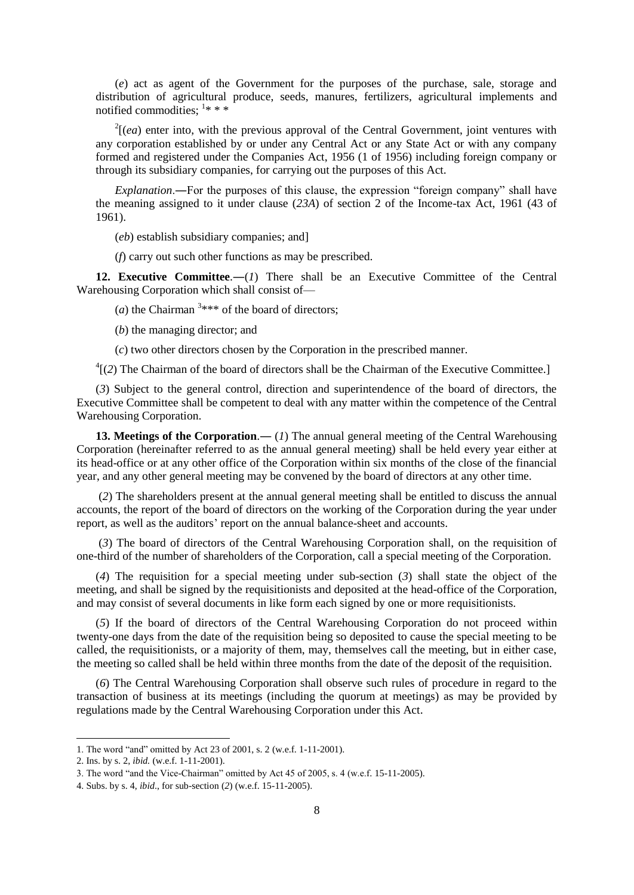(*e*) act as agent of the Government for the purposes of the purchase, sale, storage and distribution of agricultural produce, seeds, manures, fertilizers, agricultural implements and notified commodities; [1]* * *

[2][(*ea*) enter into, with the previous approval of the Central Government, joint ventures with any corporation established by or under any Central Act or any State Act or with any company formed and registered under the Companies Act, 1956 (1 of 1956) including foreign company or through its subsidiary companies, for carrying out the purposes of this Act.

*Explanation*.―For the purposes of this clause, the expression "foreign company" shall have the meaning assigned to it under clause (*23A*) of section 2 of the Income-tax Act, 1961 (43 of 1961).

(*eb*) establish subsidiary companies; and]

(*f*) carry out such other functions as may be prescribed.

**12. Executive Committee**.―(*1*) There shall be an Executive Committee of the Central Warehousing Corporation which shall consist of—

(*a*) the Chairman [3]*** of the board of directors;

(*b*) the managing director; and

(*c*) two other directors chosen by the Corporation in the prescribed manner.

[4][(*2*) The Chairman of the board of directors shall be the Chairman of the Executive Committee.]

(*3*) Subject to the general control, direction and superintendence of the board of directors, the Executive Committee shall be competent to deal with any matter within the competence of the Central Warehousing Corporation.

**13. Meetings of the Corporation**.― (*1*) The annual general meeting of the Central Warehousing Corporation (hereinafter referred to as the annual general meeting) shall be held every year either at its head-office or at any other office of the Corporation within six months of the close of the financial year, and any other general meeting may be convened by the board of directors at any other time.

(*2*) The shareholders present at the annual general meeting shall be entitled to discuss the annual accounts, the report of the board of directors on the working of the Corporation during the year under report, as well as the auditors' report on the annual balance-sheet and accounts.

(*3*) The board of directors of the Central Warehousing Corporation shall, on the requisition of one-third of the number of shareholders of the Corporation, call a special meeting of the Corporation.

(*4*) The requisition for a special meeting under sub-section (*3*) shall state the object of the meeting, and shall be signed by the requisitionists and deposited at the head-office of the Corporation, and may consist of several documents in like form each signed by one or more requisitionists.

(*5*) If the board of directors of the Central Warehousing Corporation do not proceed within twenty-one days from the date of the requisition being so deposited to cause the special meeting to be called, the requisitionists, or a majority of them, may, themselves call the meeting, but in either case, the meeting so called shall be held within three months from the date of the deposit of the requisition.

(*6*) The Central Warehousing Corporation shall observe such rules of procedure in regard to the transaction of business at its meetings (including the quorum at meetings) as may be provided by regulations made by the Central Warehousing Corporation under this Act.

---

1. The word "and" omitted by Act 23 of 2001, s. 2 (w.e.f. 1-11-2001).
2. Ins. by s. 2, *ibid.* (w.e.f. 1-11-2001).
3. The word "and the Vice-Chairman" omitted by Act 45 of 2005, s. 4 (w.e.f. 15-11-2005).
4. Subs. by s. 4, *ibid*., for sub-section (*2*) (w.e.f. 15-11-2005).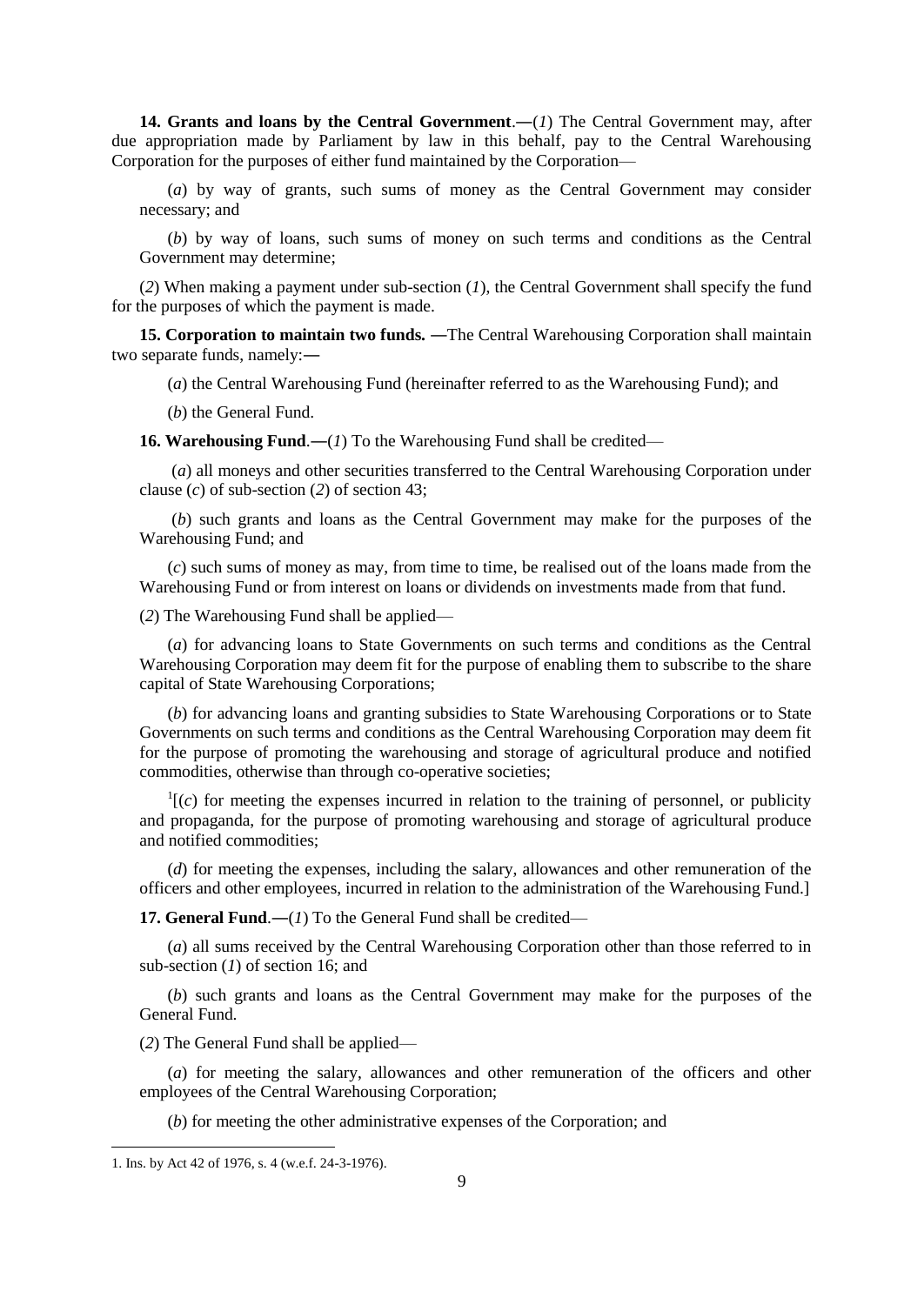**14. Grants and loans by the Central Government**.―(*1*) The Central Government may, after due appropriation made by Parliament by law in this behalf, pay to the Central Warehousing Corporation for the purposes of either fund maintained by the Corporation—

(*a*) by way of grants, such sums of money as the Central Government may consider necessary; and

(*b*) by way of loans, such sums of money on such terms and conditions as the Central Government may determine;

(*2*) When making a payment under sub-section (*1*), the Central Government shall specify the fund for the purposes of which the payment is made.

**15. Corporation to maintain two funds.** ―The Central Warehousing Corporation shall maintain two separate funds, namely:―

(*a*) the Central Warehousing Fund (hereinafter referred to as the Warehousing Fund); and

(*b*) the General Fund.

**16. Warehousing Fund**.―(*1*) To the Warehousing Fund shall be credited—

(*a*) all moneys and other securities transferred to the Central Warehousing Corporation under clause (*c*) of sub-section (*2*) of section 43;

(*b*) such grants and loans as the Central Government may make for the purposes of the Warehousing Fund; and

(*c*) such sums of money as may, from time to time, be realised out of the loans made from the Warehousing Fund or from interest on loans or dividends on investments made from that fund.

(*2*) The Warehousing Fund shall be applied—

(*a*) for advancing loans to State Governments on such terms and conditions as the Central Warehousing Corporation may deem fit for the purpose of enabling them to subscribe to the share capital of State Warehousing Corporations;

(*b*) for advancing loans and granting subsidies to State Warehousing Corporations or to State Governments on such terms and conditions as the Central Warehousing Corporation may deem fit for the purpose of promoting the warehousing and storage of agricultural produce and notified commodities, otherwise than through co-operative societies;

[1][(*c*) for meeting the expenses incurred in relation to the training of personnel, or publicity and propaganda, for the purpose of promoting warehousing and storage of agricultural produce and notified commodities;

(*d*) for meeting the expenses, including the salary, allowances and other remuneration of the officers and other employees, incurred in relation to the administration of the Warehousing Fund.]

**17. General Fund**.―(*1*) To the General Fund shall be credited—

(*a*) all sums received by the Central Warehousing Corporation other than those referred to in sub-section (*1*) of section 16; and

(*b*) such grants and loans as the Central Government may make for the purposes of the General Fund.

(*2*) The General Fund shall be applied—

(*a*) for meeting the salary, allowances and other remuneration of the officers and other employees of the Central Warehousing Corporation;

(*b*) for meeting the other administrative expenses of the Corporation; and

---

1. Ins. by Act 42 of 1976, s. 4 (w.e.f. 24-3-1976).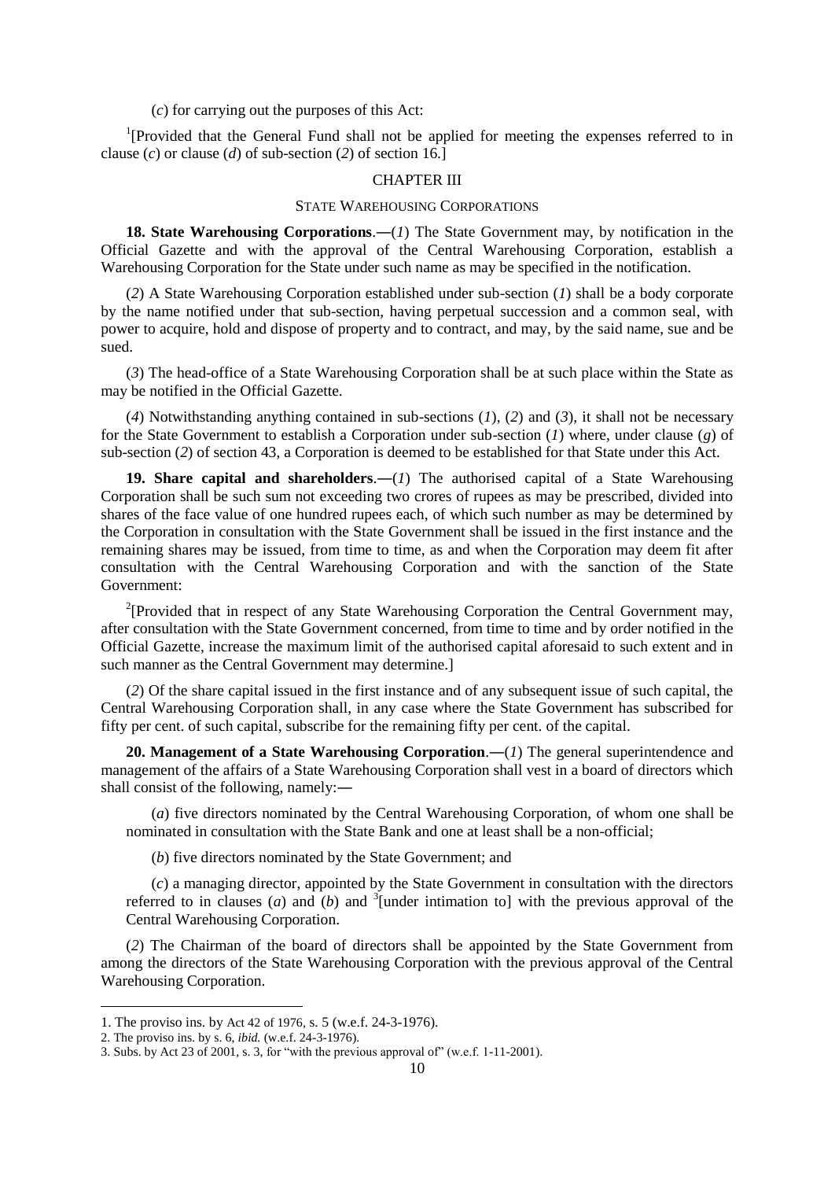(*c*) for carrying out the purposes of this Act:

[1][Provided that the General Fund shall not be applied for meeting the expenses referred to in clause (*c*) or clause (*d*) of sub-section (*2*) of section 16.]

## CHAPTER III

### STATE WAREHOUSING CORPORATIONS

**18. State Warehousing Corporations**.―(*1*) The State Government may, by notification in the Official Gazette and with the approval of the Central Warehousing Corporation, establish a Warehousing Corporation for the State under such name as may be specified in the notification.

(*2*) A State Warehousing Corporation established under sub-section (*1*) shall be a body corporate by the name notified under that sub-section, having perpetual succession and a common seal, with power to acquire, hold and dispose of property and to contract, and may, by the said name, sue and be sued.

(*3*) The head-office of a State Warehousing Corporation shall be at such place within the State as may be notified in the Official Gazette.

(*4*) Notwithstanding anything contained in sub-sections (*1*), (*2*) and (*3*), it shall not be necessary for the State Government to establish a Corporation under sub-section (*1*) where, under clause (*g*) of sub-section (*2*) of section 43, a Corporation is deemed to be established for that State under this Act.

**19. Share capital and shareholders**.―(*1*) The authorised capital of a State Warehousing Corporation shall be such sum not exceeding two crores of rupees as may be prescribed, divided into shares of the face value of one hundred rupees each, of which such number as may be determined by the Corporation in consultation with the State Government shall be issued in the first instance and the remaining shares may be issued, from time to time, as and when the Corporation may deem fit after consultation with the Central Warehousing Corporation and with the sanction of the State Government:

[2][Provided that in respect of any State Warehousing Corporation the Central Government may, after consultation with the State Government concerned, from time to time and by order notified in the Official Gazette, increase the maximum limit of the authorised capital aforesaid to such extent and in such manner as the Central Government may determine.]

(*2*) Of the share capital issued in the first instance and of any subsequent issue of such capital, the Central Warehousing Corporation shall, in any case where the State Government has subscribed for fifty per cent. of such capital, subscribe for the remaining fifty per cent. of the capital.

**20. Management of a State Warehousing Corporation**.―(*1*) The general superintendence and management of the affairs of a State Warehousing Corporation shall vest in a board of directors which shall consist of the following, namely:―

(*a*) five directors nominated by the Central Warehousing Corporation, of whom one shall be nominated in consultation with the State Bank and one at least shall be a non-official;

(*b*) five directors nominated by the State Government; and

(*c*) a managing director, appointed by the State Government in consultation with the directors referred to in clauses (*a*) and (*b*) and [3][under intimation to] with the previous approval of the Central Warehousing Corporation.

(*2*) The Chairman of the board of directors shall be appointed by the State Government from among the directors of the State Warehousing Corporation with the previous approval of the Central Warehousing Corporation.

---

1. The proviso ins. by Act 42 of 1976, s. 5 (w.e.f. 24-3-1976).
2. The proviso ins. by s. 6, *ibid.* (w.e.f. 24-3-1976).
3. Subs. by Act 23 of 2001, s. 3, for "with the previous approval of" (w.e.f. 1-11-2001).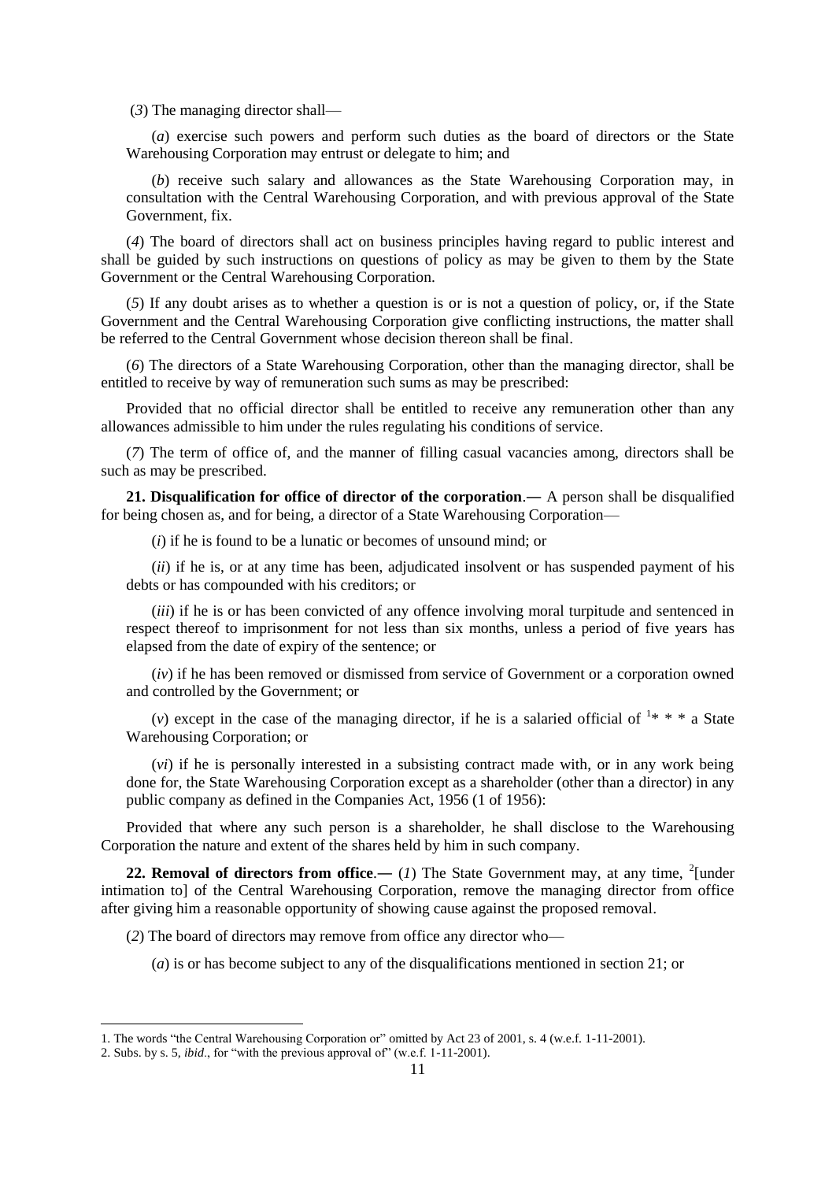(*3*) The managing director shall—

(*a*) exercise such powers and perform such duties as the board of directors or the State Warehousing Corporation may entrust or delegate to him; and

(*b*) receive such salary and allowances as the State Warehousing Corporation may, in consultation with the Central Warehousing Corporation, and with previous approval of the State Government, fix.

(*4*) The board of directors shall act on business principles having regard to public interest and shall be guided by such instructions on questions of policy as may be given to them by the State Government or the Central Warehousing Corporation.

(*5*) If any doubt arises as to whether a question is or is not a question of policy, or, if the State Government and the Central Warehousing Corporation give conflicting instructions, the matter shall be referred to the Central Government whose decision thereon shall be final.

(*6*) The directors of a State Warehousing Corporation, other than the managing director, shall be entitled to receive by way of remuneration such sums as may be prescribed:

Provided that no official director shall be entitled to receive any remuneration other than any allowances admissible to him under the rules regulating his conditions of service.

(*7*) The term of office of, and the manner of filling casual vacancies among, directors shall be such as may be prescribed.

**21. Disqualification for office of director of the corporation**.— A person shall be disqualified for being chosen as, and for being, a director of a State Warehousing Corporation—

(*i*) if he is found to be a lunatic or becomes of unsound mind; or

(*ii*) if he is, or at any time has been, adjudicated insolvent or has suspended payment of his debts or has compounded with his creditors; or

(*iii*) if he is or has been convicted of any offence involving moral turpitude and sentenced in respect thereof to imprisonment for not less than six months, unless a period of five years has elapsed from the date of expiry of the sentence; or

(*iv*) if he has been removed or dismissed from service of Government or a corporation owned and controlled by the Government; or

(*v*) except in the case of the managing director, if he is a salaried official of [1]* * * a State Warehousing Corporation; or

(*vi*) if he is personally interested in a subsisting contract made with, or in any work being done for, the State Warehousing Corporation except as a shareholder (other than a director) in any public company as defined in the Companies Act, 1956 (1 of 1956):

Provided that where any such person is a shareholder, he shall disclose to the Warehousing Corporation the nature and extent of the shares held by him in such company.

**22. Removal of directors from office**.— (*1*) The State Government may, at any time, [2][under intimation to] of the Central Warehousing Corporation, remove the managing director from office after giving him a reasonable opportunity of showing cause against the proposed removal.

(*2*) The board of directors may remove from office any director who—

(*a*) is or has become subject to any of the disqualifications mentioned in section 21; or

---

1. The words "the Central Warehousing Corporation or" omitted by Act 23 of 2001, s. 4 (w.e.f. 1-11-2001).
2. Subs. by s. 5, *ibid*., for "with the previous approval of" (w.e.f. 1-11-2001).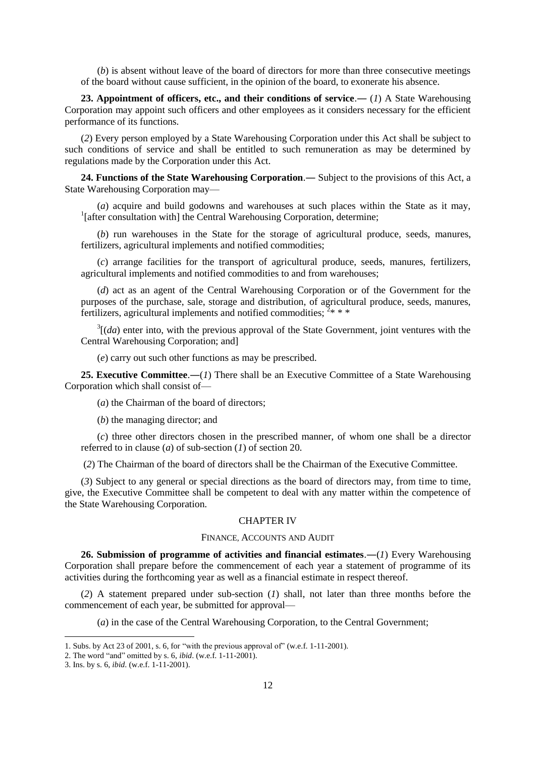(*b*) is absent without leave of the board of directors for more than three consecutive meetings of the board without cause sufficient, in the opinion of the board, to exonerate his absence.

**23. Appointment of officers, etc., and their conditions of service**.― (*1*) A State Warehousing Corporation may appoint such officers and other employees as it considers necessary for the efficient performance of its functions.

(*2*) Every person employed by a State Warehousing Corporation under this Act shall be subject to such conditions of service and shall be entitled to such remuneration as may be determined by regulations made by the Corporation under this Act.

**24. Functions of the State Warehousing Corporation**.― Subject to the provisions of this Act, a State Warehousing Corporation may—

(*a*) acquire and build godowns and warehouses at such places within the State as it may, [1][after consultation with] the Central Warehousing Corporation, determine;

(*b*) run warehouses in the State for the storage of agricultural produce, seeds, manures, fertilizers, agricultural implements and notified commodities;

(*c*) arrange facilities for the transport of agricultural produce, seeds, manures, fertilizers, agricultural implements and notified commodities to and from warehouses;

(*d*) act as an agent of the Central Warehousing Corporation or of the Government for the purposes of the purchase, sale, storage and distribution, of agricultural produce, seeds, manures, fertilizers, agricultural implements and notified commodities; [2]* * *

[3][(*da*) enter into, with the previous approval of the State Government, joint ventures with the Central Warehousing Corporation; and]

(*e*) carry out such other functions as may be prescribed.

**25. Executive Committee**.―(*1*) There shall be an Executive Committee of a State Warehousing Corporation which shall consist of—

(*a*) the Chairman of the board of directors;

(*b*) the managing director; and

(*c*) three other directors chosen in the prescribed manner, of whom one shall be a director referred to in clause (*a*) of sub-section (*1*) of section 20.

(*2*) The Chairman of the board of directors shall be the Chairman of the Executive Committee.

(*3*) Subject to any general or special directions as the board of directors may, from time to time, give, the Executive Committee shall be competent to deal with any matter within the competence of the State Warehousing Corporation.

## CHAPTER IV

### FINANCE, ACCOUNTS AND AUDIT

**26. Submission of programme of activities and financial estimates**.―(*1*) Every Warehousing Corporation shall prepare before the commencement of each year a statement of programme of its activities during the forthcoming year as well as a financial estimate in respect thereof.

(*2*) A statement prepared under sub-section (*1*) shall, not later than three months before the commencement of each year, be submitted for approval—

(*a*) in the case of the Central Warehousing Corporation, to the Central Government;

---

1. Subs. by Act 23 of 2001, s. 6, for "with the previous approval of" (w.e.f. 1-11-2001).
2. The word "and" omitted by s. 6, *ibid*. (w.e.f. 1-11-2001).
3. Ins. by s. 6, *ibid*. (w.e.f. 1-11-2001).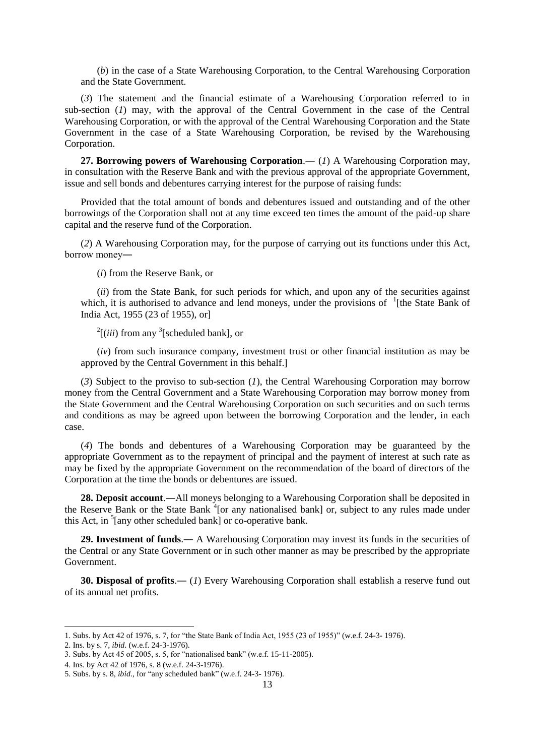(*b*) in the case of a State Warehousing Corporation, to the Central Warehousing Corporation and the State Government.

(*3*) The statement and the financial estimate of a Warehousing Corporation referred to in sub-section (*1*) may, with the approval of the Central Government in the case of the Central Warehousing Corporation, or with the approval of the Central Warehousing Corporation and the State Government in the case of a State Warehousing Corporation, be revised by the Warehousing Corporation.

**27. Borrowing powers of Warehousing Corporation**.― (*1*) A Warehousing Corporation may, in consultation with the Reserve Bank and with the previous approval of the appropriate Government, issue and sell bonds and debentures carrying interest for the purpose of raising funds:

Provided that the total amount of bonds and debentures issued and outstanding and of the other borrowings of the Corporation shall not at any time exceed ten times the amount of the paid-up share capital and the reserve fund of the Corporation.

(*2*) A Warehousing Corporation may, for the purpose of carrying out its functions under this Act, borrow money―

(*i*) from the Reserve Bank, or

(*ii*) from the State Bank, for such periods for which, and upon any of the securities against which, it is authorised to advance and lend moneys, under the provisions of [1][the State Bank of India Act, 1955 (23 of 1955), or]

[2][(*iii*) from any [3][scheduled bank], or

(*iv*) from such insurance company, investment trust or other financial institution as may be approved by the Central Government in this behalf.]

(*3*) Subject to the proviso to sub-section (*1*), the Central Warehousing Corporation may borrow money from the Central Government and a State Warehousing Corporation may borrow money from the State Government and the Central Warehousing Corporation on such securities and on such terms and conditions as may be agreed upon between the borrowing Corporation and the lender, in each case.

(*4*) The bonds and debentures of a Warehousing Corporation may be guaranteed by the appropriate Government as to the repayment of principal and the payment of interest at such rate as may be fixed by the appropriate Government on the recommendation of the board of directors of the Corporation at the time the bonds or debentures are issued.

**28. Deposit account**.―All moneys belonging to a Warehousing Corporation shall be deposited in the Reserve Bank or the State Bank [4][or any nationalised bank] or, subject to any rules made under this Act, in [5][any other scheduled bank] or co-operative bank.

**29. Investment of funds**.― A Warehousing Corporation may invest its funds in the securities of the Central or any State Government or in such other manner as may be prescribed by the appropriate Government.

**30. Disposal of profits**.― (*1*) Every Warehousing Corporation shall establish a reserve fund out of its annual net profits.

---

1. Subs. by Act 42 of 1976, s. 7, for "the State Bank of India Act, 1955 (23 of 1955)" (w.e.f. 24-3- 1976).
2. Ins. by s. 7, *ibid*. (w.e.f. 24-3-1976).
3. Subs. by Act 45 of 2005, s. 5, for "nationalised bank" (w.e.f. 15-11-2005).
4. Ins. by Act 42 of 1976, s. 8 (w.e.f. 24-3-1976).
5. Subs. by s. 8, *ibid*., for "any scheduled bank" (w.e.f. 24-3- 1976).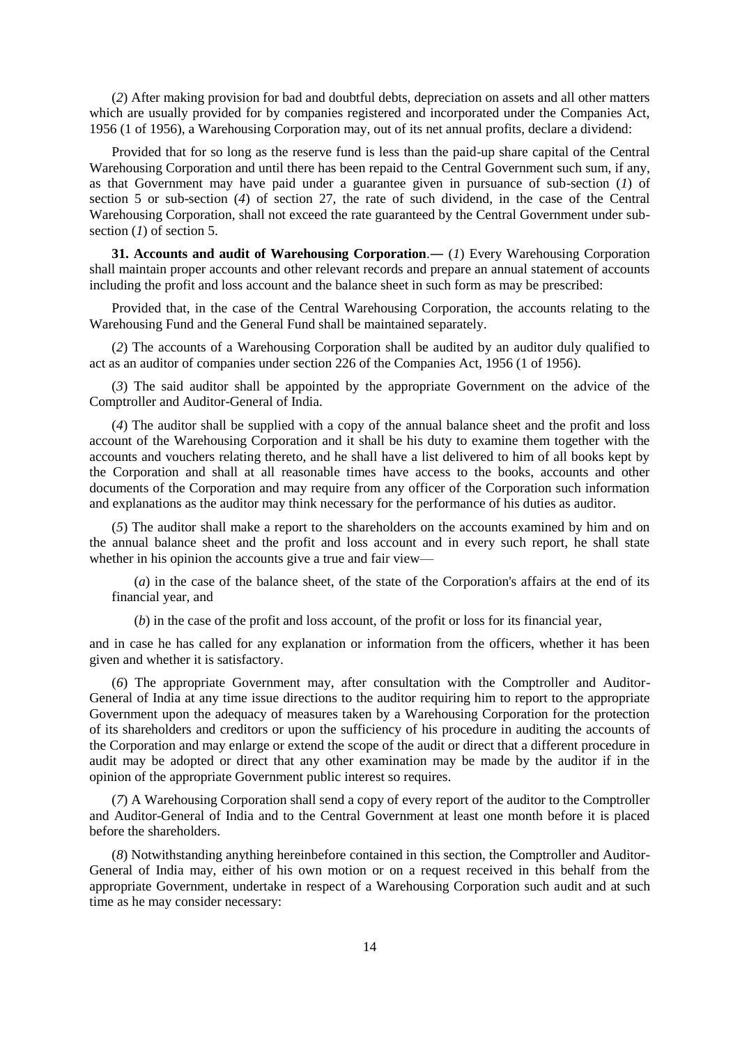(*2*) After making provision for bad and doubtful debts, depreciation on assets and all other matters which are usually provided for by companies registered and incorporated under the Companies Act, 1956 (1 of 1956), a Warehousing Corporation may, out of its net annual profits, declare a dividend:

Provided that for so long as the reserve fund is less than the paid-up share capital of the Central Warehousing Corporation and until there has been repaid to the Central Government such sum, if any, as that Government may have paid under a guarantee given in pursuance of sub-section (*1*) of section 5 or sub-section (*4*) of section 27, the rate of such dividend, in the case of the Central Warehousing Corporation, shall not exceed the rate guaranteed by the Central Government under sub-section (*1*) of section 5.

**31. Accounts and audit of Warehousing Corporation**.― (*1*) Every Warehousing Corporation shall maintain proper accounts and other relevant records and prepare an annual statement of accounts including the profit and loss account and the balance sheet in such form as may be prescribed:

Provided that, in the case of the Central Warehousing Corporation, the accounts relating to the Warehousing Fund and the General Fund shall be maintained separately.

(*2*) The accounts of a Warehousing Corporation shall be audited by an auditor duly qualified to act as an auditor of companies under section 226 of the Companies Act, 1956 (1 of 1956).

(*3*) The said auditor shall be appointed by the appropriate Government on the advice of the Comptroller and Auditor-General of India.

(*4*) The auditor shall be supplied with a copy of the annual balance sheet and the profit and loss account of the Warehousing Corporation and it shall be his duty to examine them together with the accounts and vouchers relating thereto, and he shall have a list delivered to him of all books kept by the Corporation and shall at all reasonable times have access to the books, accounts and other documents of the Corporation and may require from any officer of the Corporation such information and explanations as the auditor may think necessary for the performance of his duties as auditor.

(*5*) The auditor shall make a report to the shareholders on the accounts examined by him and on the annual balance sheet and the profit and loss account and in every such report, he shall state whether in his opinion the accounts give a true and fair view—

(*a*) in the case of the balance sheet, of the state of the Corporation's affairs at the end of its financial year, and

(*b*) in the case of the profit and loss account, of the profit or loss for its financial year,

and in case he has called for any explanation or information from the officers, whether it has been given and whether it is satisfactory.

(*6*) The appropriate Government may, after consultation with the Comptroller and Auditor-General of India at any time issue directions to the auditor requiring him to report to the appropriate Government upon the adequacy of measures taken by a Warehousing Corporation for the protection of its shareholders and creditors or upon the sufficiency of his procedure in auditing the accounts of the Corporation and may enlarge or extend the scope of the audit or direct that a different procedure in audit may be adopted or direct that any other examination may be made by the auditor if in the opinion of the appropriate Government public interest so requires.

(*7*) A Warehousing Corporation shall send a copy of every report of the auditor to the Comptroller and Auditor-General of India and to the Central Government at least one month before it is placed before the shareholders.

(*8*) Notwithstanding anything hereinbefore contained in this section, the Comptroller and Auditor-General of India may, either of his own motion or on a request received in this behalf from the appropriate Government, undertake in respect of a Warehousing Corporation such audit and at such time as he may consider necessary: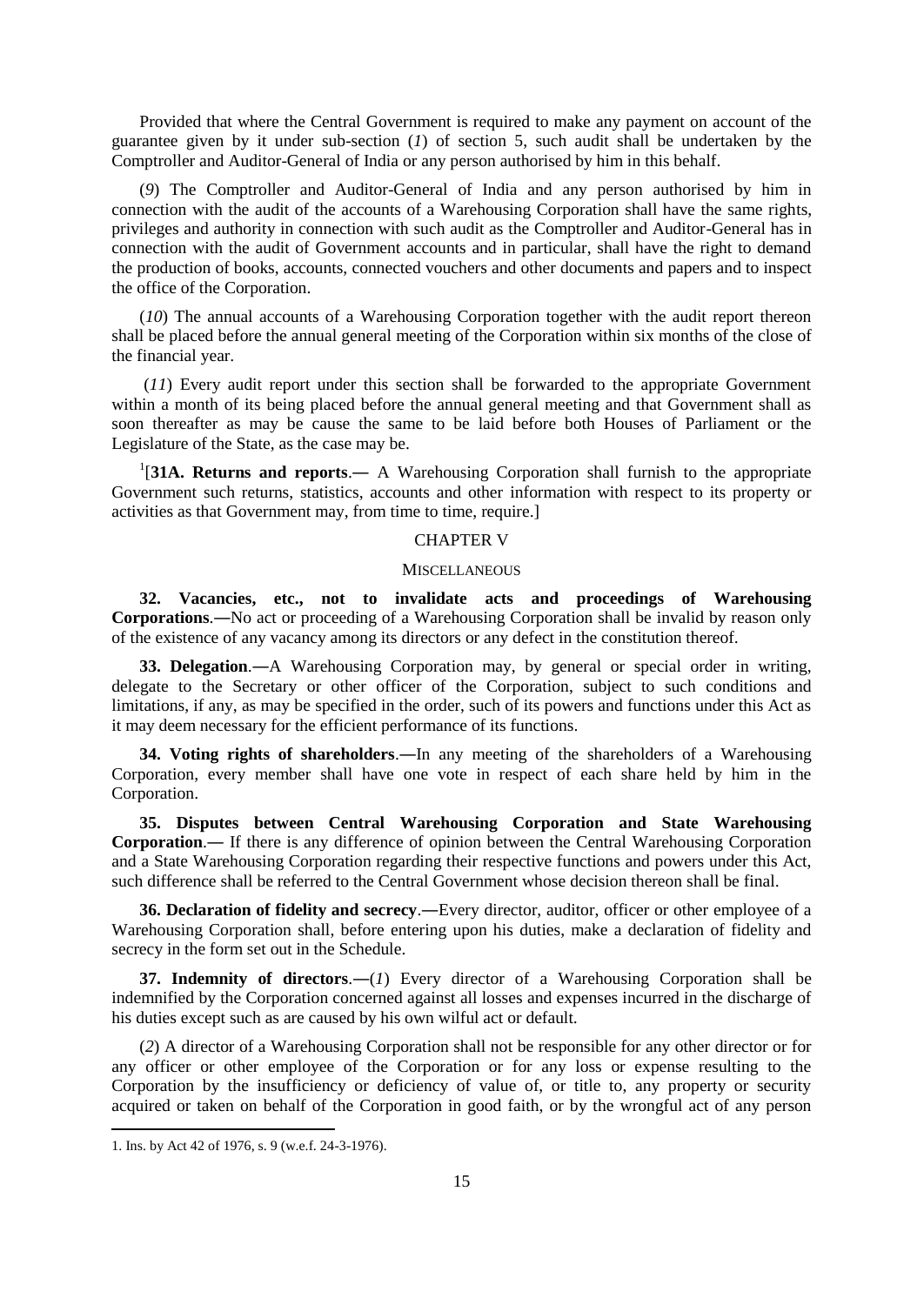Provided that where the Central Government is required to make any payment on account of the guarantee given by it under sub-section (*1*) of section 5, such audit shall be undertaken by the Comptroller and Auditor-General of India or any person authorised by him in this behalf.

(*9*) The Comptroller and Auditor-General of India and any person authorised by him in connection with the audit of the accounts of a Warehousing Corporation shall have the same rights, privileges and authority in connection with such audit as the Comptroller and Auditor-General has in connection with the audit of Government accounts and in particular, shall have the right to demand the production of books, accounts, connected vouchers and other documents and papers and to inspect the office of the Corporation.

(*10*) The annual accounts of a Warehousing Corporation together with the audit report thereon shall be placed before the annual general meeting of the Corporation within six months of the close of the financial year.

(*11*) Every audit report under this section shall be forwarded to the appropriate Government within a month of its being placed before the annual general meeting and that Government shall as soon thereafter as may be cause the same to be laid before both Houses of Parliament or the Legislature of the State, as the case may be.

[1][**31A. Returns and reports**.― A Warehousing Corporation shall furnish to the appropriate Government such returns, statistics, accounts and other information with respect to its property or activities as that Government may, from time to time, require.]

## CHAPTER V

### MISCELLANEOUS

**32. Vacancies, etc., not to invalidate acts and proceedings of Warehousing Corporations**.―No act or proceeding of a Warehousing Corporation shall be invalid by reason only of the existence of any vacancy among its directors or any defect in the constitution thereof.

**33. Delegation**.―A Warehousing Corporation may, by general or special order in writing, delegate to the Secretary or other officer of the Corporation, subject to such conditions and limitations, if any, as may be specified in the order, such of its powers and functions under this Act as it may deem necessary for the efficient performance of its functions.

**34. Voting rights of shareholders**.―In any meeting of the shareholders of a Warehousing Corporation, every member shall have one vote in respect of each share held by him in the Corporation.

**35. Disputes between Central Warehousing Corporation and State Warehousing Corporation**.― If there is any difference of opinion between the Central Warehousing Corporation and a State Warehousing Corporation regarding their respective functions and powers under this Act, such difference shall be referred to the Central Government whose decision thereon shall be final.

**36. Declaration of fidelity and secrecy**.―Every director, auditor, officer or other employee of a Warehousing Corporation shall, before entering upon his duties, make a declaration of fidelity and secrecy in the form set out in the Schedule.

**37. Indemnity of directors**.―(*1*) Every director of a Warehousing Corporation shall be indemnified by the Corporation concerned against all losses and expenses incurred in the discharge of his duties except such as are caused by his own wilful act or default.

(*2*) A director of a Warehousing Corporation shall not be responsible for any other director or for any officer or other employee of the Corporation or for any loss or expense resulting to the Corporation by the insufficiency or deficiency of value of, or title to, any property or security acquired or taken on behalf of the Corporation in good faith, or by the wrongful act of any person

---

1. Ins. by Act 42 of 1976, s. 9 (w.e.f. 24-3-1976).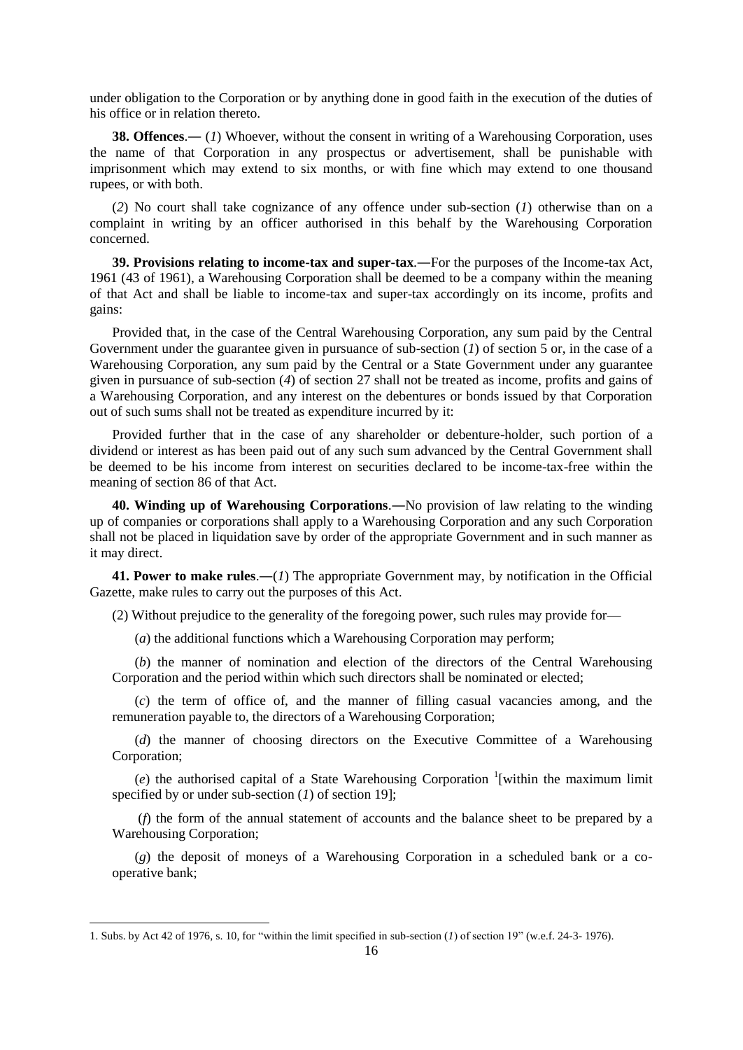under obligation to the Corporation or by anything done in good faith in the execution of the duties of his office or in relation thereto.

**38. Offences**.― (*1*) Whoever, without the consent in writing of a Warehousing Corporation, uses the name of that Corporation in any prospectus or advertisement, shall be punishable with imprisonment which may extend to six months, or with fine which may extend to one thousand rupees, or with both.

(*2*) No court shall take cognizance of any offence under sub-section (*1*) otherwise than on a complaint in writing by an officer authorised in this behalf by the Warehousing Corporation concerned.

**39. Provisions relating to income-tax and super-tax**.―For the purposes of the Income-tax Act, 1961 (43 of 1961), a Warehousing Corporation shall be deemed to be a company within the meaning of that Act and shall be liable to income-tax and super-tax accordingly on its income, profits and gains:

Provided that, in the case of the Central Warehousing Corporation, any sum paid by the Central Government under the guarantee given in pursuance of sub-section (*1*) of section 5 or, in the case of a Warehousing Corporation, any sum paid by the Central or a State Government under any guarantee given in pursuance of sub-section (*4*) of section 27 shall not be treated as income, profits and gains of a Warehousing Corporation, and any interest on the debentures or bonds issued by that Corporation out of such sums shall not be treated as expenditure incurred by it:

Provided further that in the case of any shareholder or debenture-holder, such portion of a dividend or interest as has been paid out of any such sum advanced by the Central Government shall be deemed to be his income from interest on securities declared to be income-tax-free within the meaning of section 86 of that Act.

**40. Winding up of Warehousing Corporations**.―No provision of law relating to the winding up of companies or corporations shall apply to a Warehousing Corporation and any such Corporation shall not be placed in liquidation save by order of the appropriate Government and in such manner as it may direct.

**41. Power to make rules**.―(*1*) The appropriate Government may, by notification in the Official Gazette, make rules to carry out the purposes of this Act.

(2) Without prejudice to the generality of the foregoing power, such rules may provide for—

(*a*) the additional functions which a Warehousing Corporation may perform;

(*b*) the manner of nomination and election of the directors of the Central Warehousing Corporation and the period within which such directors shall be nominated or elected;

(*c*) the term of office of, and the manner of filling casual vacancies among, and the remuneration payable to, the directors of a Warehousing Corporation;

(*d*) the manner of choosing directors on the Executive Committee of a Warehousing Corporation;

(*e*) the authorised capital of a State Warehousing Corporation [1][within the maximum limit specified by or under sub-section (*1*) of section 19];

(*f*) the form of the annual statement of accounts and the balance sheet to be prepared by a Warehousing Corporation;

(*g*) the deposit of moneys of a Warehousing Corporation in a scheduled bank or a co-operative bank;

---

1. Subs. by Act 42 of 1976, s. 10, for "within the limit specified in sub-section (*1*) of section 19" (w.e.f. 24-3- 1976).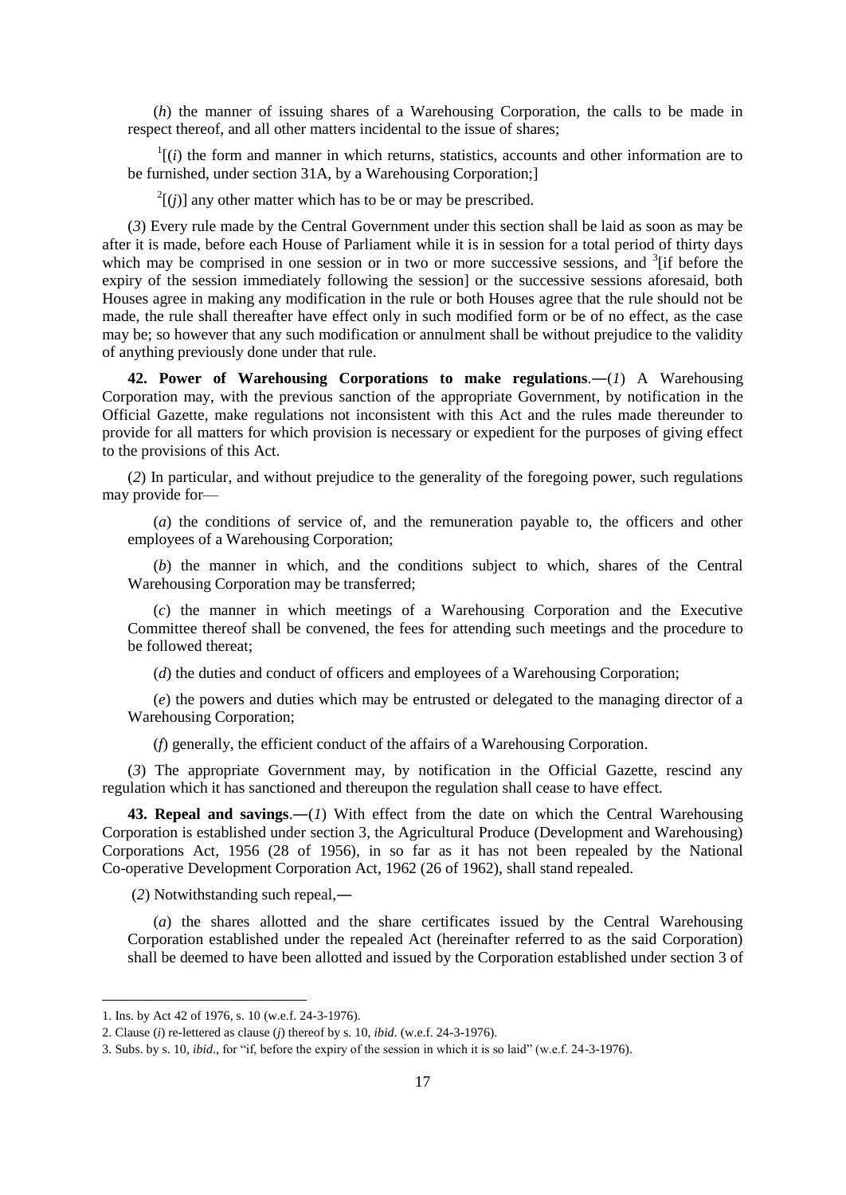(*h*) the manner of issuing shares of a Warehousing Corporation, the calls to be made in respect thereof, and all other matters incidental to the issue of shares;

[1][(*i*) the form and manner in which returns, statistics, accounts and other information are to be furnished, under section 31A, by a Warehousing Corporation;]

[2][(*j*)] any other matter which has to be or may be prescribed.

(*3*) Every rule made by the Central Government under this section shall be laid as soon as may be after it is made, before each House of Parliament while it is in session for a total period of thirty days which may be comprised in one session or in two or more successive sessions, and [3][if before the expiry of the session immediately following the session] or the successive sessions aforesaid, both Houses agree in making any modification in the rule or both Houses agree that the rule should not be made, the rule shall thereafter have effect only in such modified form or be of no effect, as the case may be; so however that any such modification or annulment shall be without prejudice to the validity of anything previously done under that rule.

**42. Power of Warehousing Corporations to make regulations**.―(*1*) A Warehousing Corporation may, with the previous sanction of the appropriate Government, by notification in the Official Gazette, make regulations not inconsistent with this Act and the rules made thereunder to provide for all matters for which provision is necessary or expedient for the purposes of giving effect to the provisions of this Act.

(*2*) In particular, and without prejudice to the generality of the foregoing power, such regulations may provide for—

(*a*) the conditions of service of, and the remuneration payable to, the officers and other employees of a Warehousing Corporation;

(*b*) the manner in which, and the conditions subject to which, shares of the Central Warehousing Corporation may be transferred;

(*c*) the manner in which meetings of a Warehousing Corporation and the Executive Committee thereof shall be convened, the fees for attending such meetings and the procedure to be followed thereat;

(*d*) the duties and conduct of officers and employees of a Warehousing Corporation;

(*e*) the powers and duties which may be entrusted or delegated to the managing director of a Warehousing Corporation;

(*f*) generally, the efficient conduct of the affairs of a Warehousing Corporation.

(*3*) The appropriate Government may, by notification in the Official Gazette, rescind any regulation which it has sanctioned and thereupon the regulation shall cease to have effect.

**43. Repeal and savings**.―(*1*) With effect from the date on which the Central Warehousing Corporation is established under section 3, the Agricultural Produce (Development and Warehousing) Corporations Act, 1956 (28 of 1956), in so far as it has not been repealed by the National Co-operative Development Corporation Act, 1962 (26 of 1962), shall stand repealed.

(*2*) Notwithstanding such repeal,―

(*a*) the shares allotted and the share certificates issued by the Central Warehousing Corporation established under the repealed Act (hereinafter referred to as the said Corporation) shall be deemed to have been allotted and issued by the Corporation established under section 3 of

---

1. Ins. by Act 42 of 1976, s. 10 (w.e.f. 24-3-1976).
2. Clause (*i*) re-lettered as clause (*j*) thereof by s. 10, *ibid.* (w.e.f. 24-3-1976).
3. Subs. by s. 10, *ibid*., for "if, before the expiry of the session in which it is so laid" (w.e.f. 24-3-1976).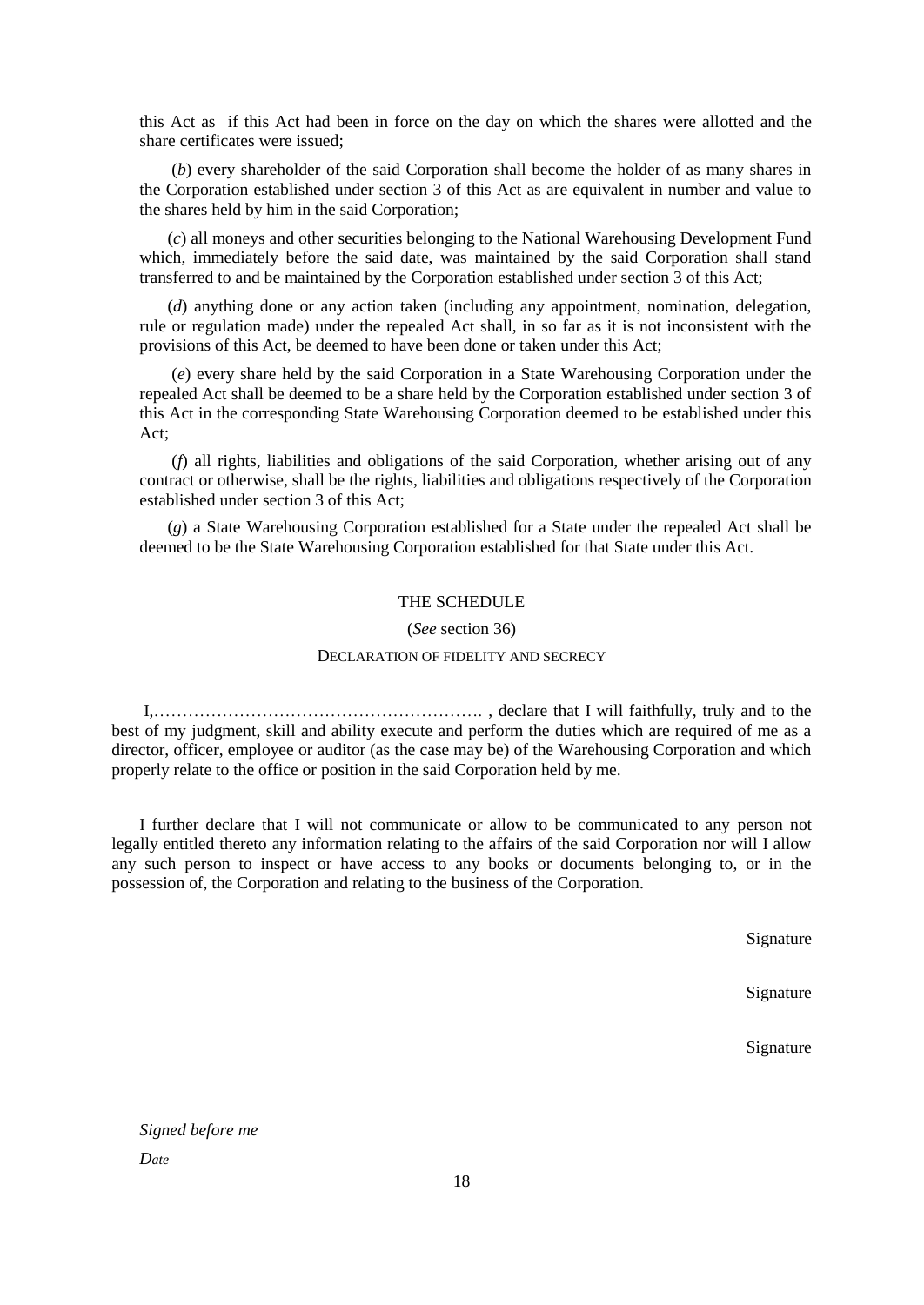this Act as if this Act had been in force on the day on which the shares were allotted and the share certificates were issued;

(*b*) every shareholder of the said Corporation shall become the holder of as many shares in the Corporation established under section 3 of this Act as are equivalent in number and value to the shares held by him in the said Corporation;

(*c*) all moneys and other securities belonging to the National Warehousing Development Fund which, immediately before the said date, was maintained by the said Corporation shall stand transferred to and be maintained by the Corporation established under section 3 of this Act;

(*d*) anything done or any action taken (including any appointment, nomination, delegation, rule or regulation made) under the repealed Act shall, in so far as it is not inconsistent with the provisions of this Act, be deemed to have been done or taken under this Act;

(*e*) every share held by the said Corporation in a State Warehousing Corporation under the repealed Act shall be deemed to be a share held by the Corporation established under section 3 of this Act in the corresponding State Warehousing Corporation deemed to be established under this Act;

(*f*) all rights, liabilities and obligations of the said Corporation, whether arising out of any contract or otherwise, shall be the rights, liabilities and obligations respectively of the Corporation established under section 3 of this Act;

(*g*) a State Warehousing Corporation established for a State under the repealed Act shall be deemed to be the State Warehousing Corporation established for that State under this Act.

## THE SCHEDULE

(*See* section 36)

DECLARATION OF FIDELITY AND SECRECY

I,…………………………………………………. , declare that I will faithfully, truly and to the best of my judgment, skill and ability execute and perform the duties which are required of me as a director, officer, employee or auditor (as the case may be) of the Warehousing Corporation and which properly relate to the office or position in the said Corporation held by me.

I further declare that I will not communicate or allow to be communicated to any person not legally entitled thereto any information relating to the affairs of the said Corporation nor will I allow any such person to inspect or have access to any books or documents belonging to, or in the possession of, the Corporation and relating to the business of the Corporation.

Signature

Signature

Signature

*Signed before me*

*Date*